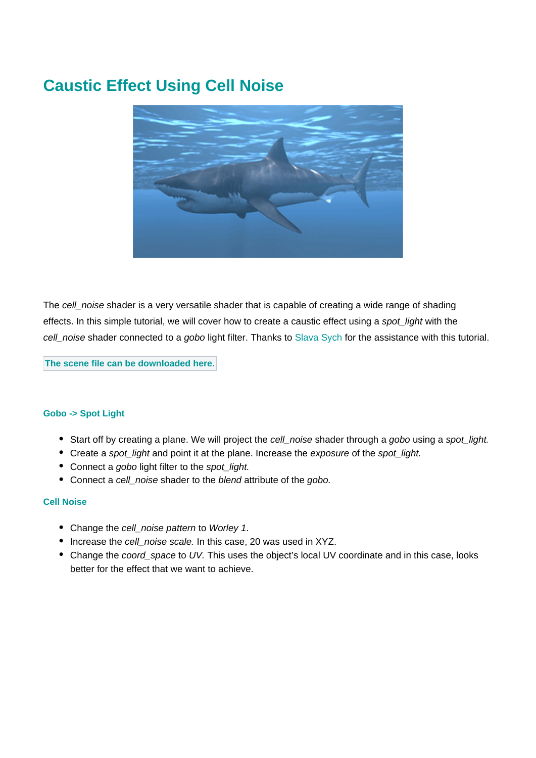# Caustic Effect Using Cell Noise

The *cell_noise* shader is a very versatile shader that is capable of creating a wide range of shading effects. In this simple tutorial, we will cover how to create a caustic effect using a *spot_light* with the *cell_noise* shader connected to a *gobo* light filter. Thanks to Slava Sych for the assistance with this tutorial.

**The scene file can be downloaded here.**

### Gobo -> Spot Light

- Start off by creating a plane. We will project the *cell_noise* shader through a *gobo* using a *spot_light.*
- Create a *spot_light* and point it at the plane. Increase the *exposure* of the *spot_light.*
- Connect a *gobo* light filter to the *spot_light.*
- Connect a *cell_noise* shader to the *blend* attribute of the *gobo.*

### Cell Noise

- Change the *cell_noise pattern* to *Worley 1*.
- Increase the *cell_noise scale.* In this case, 20 was used in XYZ.
- Change the *coord_space* to *UV.* This uses the object's local UV coordinate and in this case, looks better for the effect that we want to achieve.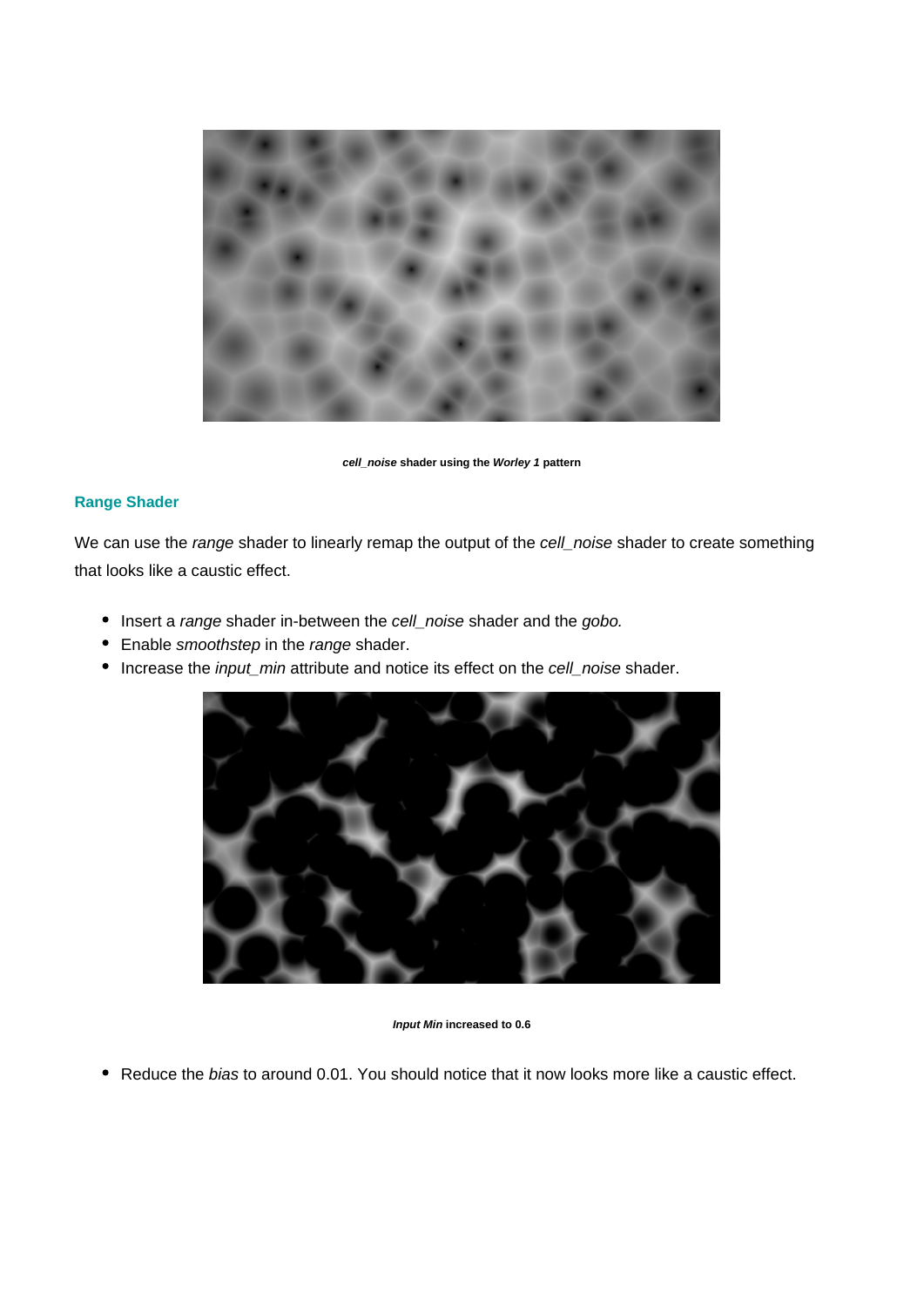***cell_noise*** **shader using the** ***Worley 1*** **pattern**

### Range Shader

We can use the *range* shader to linearly remap the output of the *cell_noise* shader to create something that looks like a caustic effect.

- Insert a *range* shader in-between the *cell_noise* shader and the *gobo.*
- Enable *smoothstep* in the *range* shader.
- Increase the *input_min* attribute and notice its effect on the *cell_noise* shader.

***Input Min*** **increased to 0.6**

- Reduce the *bias* to around 0.01. You should notice that it now looks more like a caustic effect.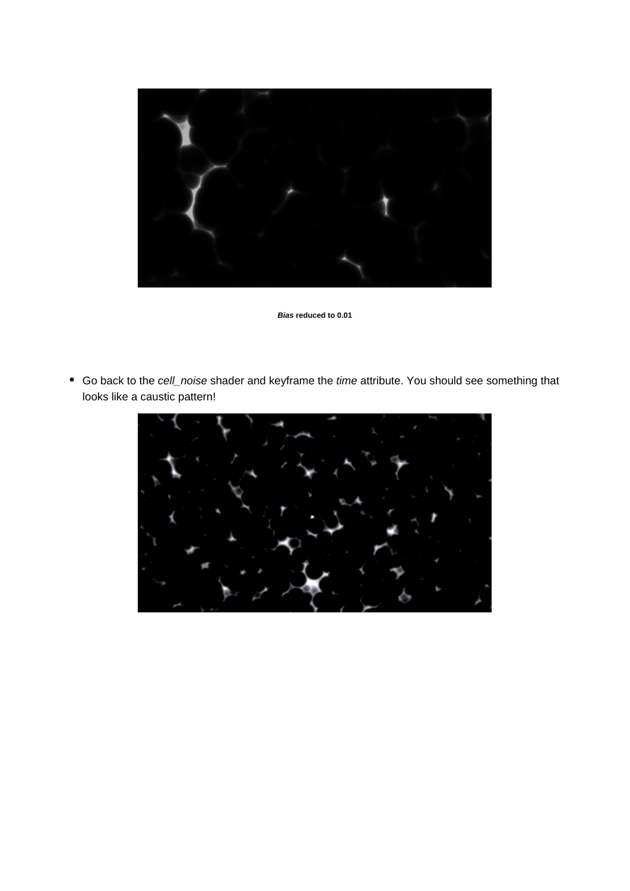***Bias* reduced to 0.01**

- Go back to the *cell_noise* shader and keyframe the *time* attribute. You should see something that looks like a caustic pattern!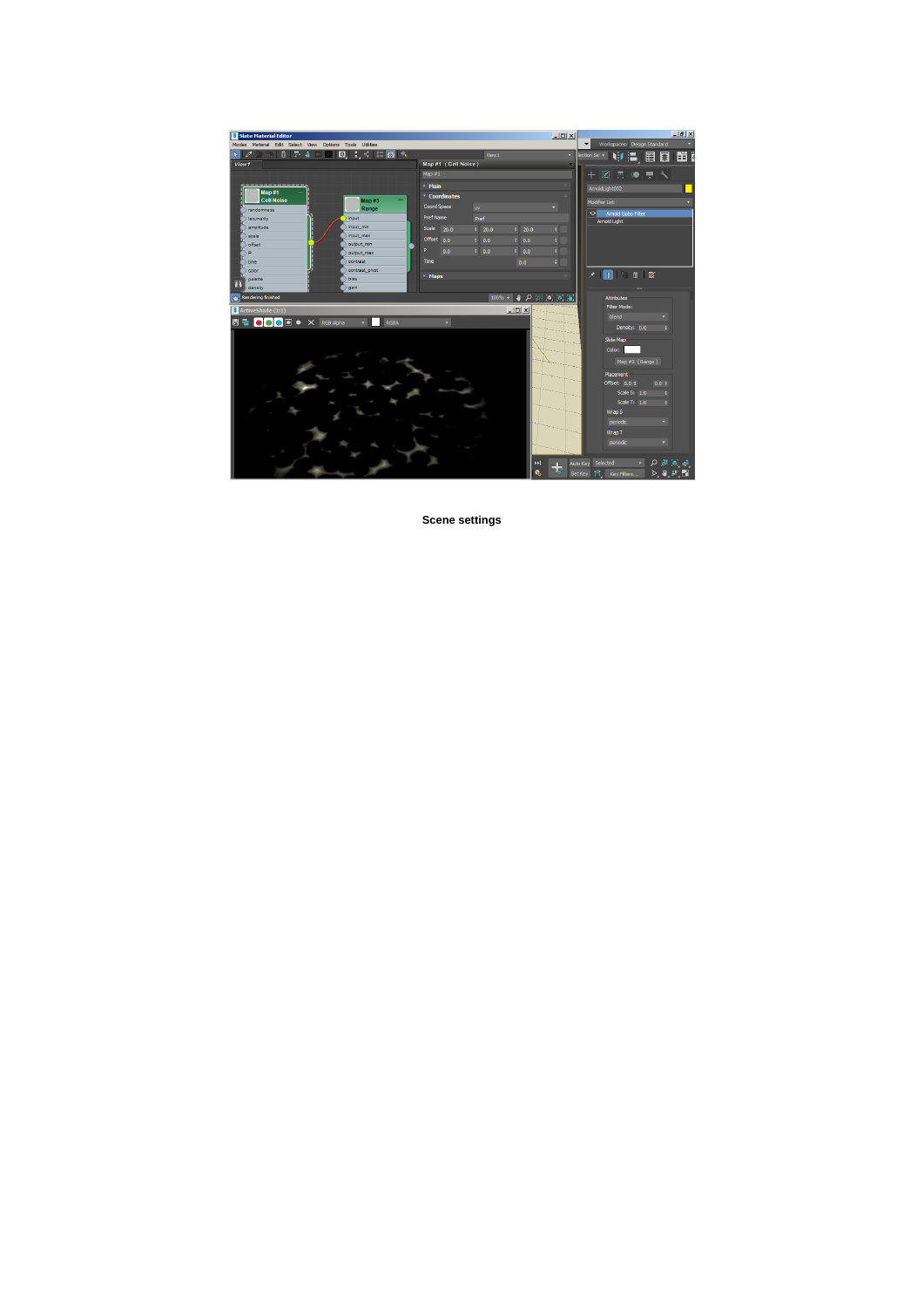**Scene settings**